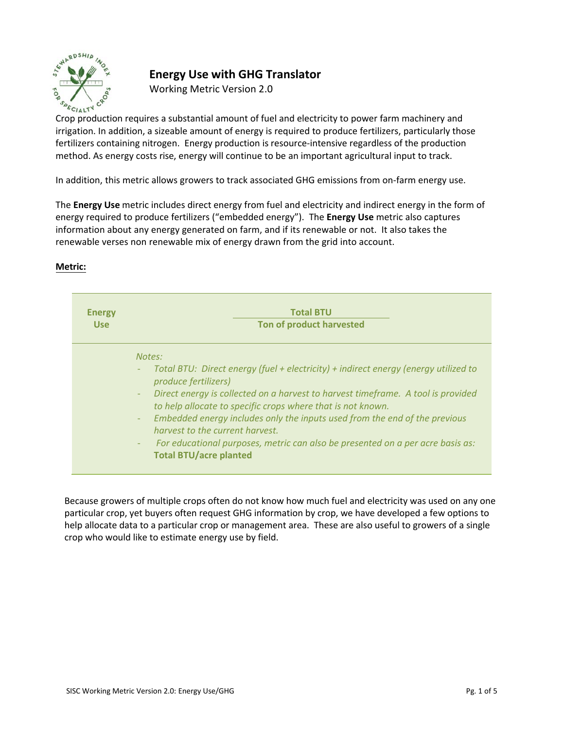# Energy Use with GHG Translator

Working Metric Version 2.0

Crop production requires a substantial amount of fuel and electricity to power farm machinery and irrigation. In addition, a sizeable amount of energy is required to produce fertilizers, particularly those fertilizers containing nitrogen. Energy production is resource-intensive regardless of the production method. As energy costs rise, energy will continue to be an important agricultural input to track.

In addition, this metric allows growers to track associated GHG emissions from on-farm energy use.

The **Energy Use** metric includes direct energy from fuel and electricity and indirect energy in the form of energy required to produce fertilizers ("embedded energy"). The **Energy Use** metric also captures information about any energy generated on farm, and if its renewable or not. It also takes the renewable verses non renewable mix of energy drawn from the grid into account.

**Metric:**

| | |
|---|---|
| **Energy Use** | $$\frac{\textbf{Total BTU}}{\textbf{Ton of product harvested}}$$ |
| | *Notes:*<br>- *Total BTU: Direct energy (fuel + electricity) + indirect energy (energy utilized to produce fertilizers)*<br>- *Direct energy is collected on a harvest to harvest timeframe. A tool is provided to help allocate to specific crops where that is not known.*<br>- *Embedded energy includes only the inputs used from the end of the previous harvest to the current harvest.*<br>- *For educational purposes, metric can also be presented on a per acre basis as:* **Total BTU/acre planted** |

Because growers of multiple crops often do not know how much fuel and electricity was used on any one particular crop, yet buyers often request GHG information by crop, we have developed a few options to help allocate data to a particular crop or management area. These are also useful to growers of a single crop who would like to estimate energy use by field.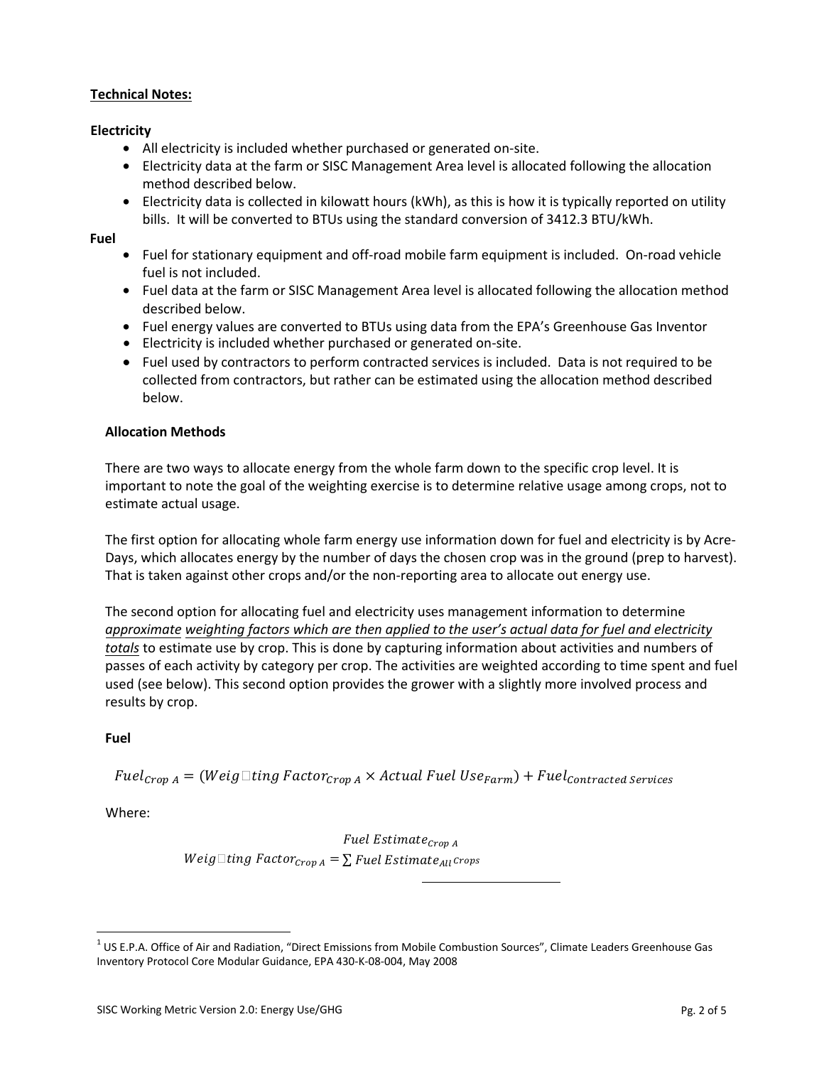**Technical Notes:**

**Electricity**

- All electricity is included whether purchased or generated on-site.
- Electricity data at the farm or SISC Management Area level is allocated following the allocation method described below.
- Electricity data is collected in kilowatt hours (kWh), as this is how it is typically reported on utility bills. It will be converted to BTUs using the standard conversion of 3412.3 BTU/kWh.

**Fuel**

- Fuel for stationary equipment and off-road mobile farm equipment is included. On-road vehicle fuel is not included.
- Fuel data at the farm or SISC Management Area level is allocated following the allocation method described below.
- Fuel energy values are converted to BTUs using data from the EPA's Greenhouse Gas Inventor
- Electricity is included whether purchased or generated on-site.
- Fuel used by contractors to perform contracted services is included. Data is not required to be collected from contractors, but rather can be estimated using the allocation method described below.

**Allocation Methods**

There are two ways to allocate energy from the whole farm down to the specific crop level. It is important to note the goal of the weighting exercise is to determine relative usage among crops, not to estimate actual usage.

The first option for allocating whole farm energy use information down for fuel and electricity is by Acre-Days, which allocates energy by the number of days the chosen crop was in the ground (prep to harvest). That is taken against other crops and/or the non-reporting area to allocate out energy use.

The second option for allocating fuel and electricity uses management information to determine *approximate weighting factors which are then applied to the user's actual data for fuel and electricity totals* to estimate use by crop. This is done by capturing information about activities and numbers of passes of each activity by category per crop. The activities are weighted according to time spent and fuel used (see below). This second option provides the grower with a slightly more involved process and results by crop.

**Fuel**

$$Fuel_{Crop\ A} = (Weighting\ Factor_{Crop\ A} \times Actual\ Fuel\ Use_{Farm}) + Fuel_{Contracted\ Services}$$

Where:

$$Weighting\ Factor_{Crop\ A} = \frac{Fuel\ Estimate_{Crop\ A}}{\sum Fuel\ Estimate_{All\ Crops}}$$

[1] US E.P.A. Office of Air and Radiation, "Direct Emissions from Mobile Combustion Sources", Climate Leaders Greenhouse Gas Inventory Protocol Core Modular Guidance, EPA 430-K-08-004, May 2008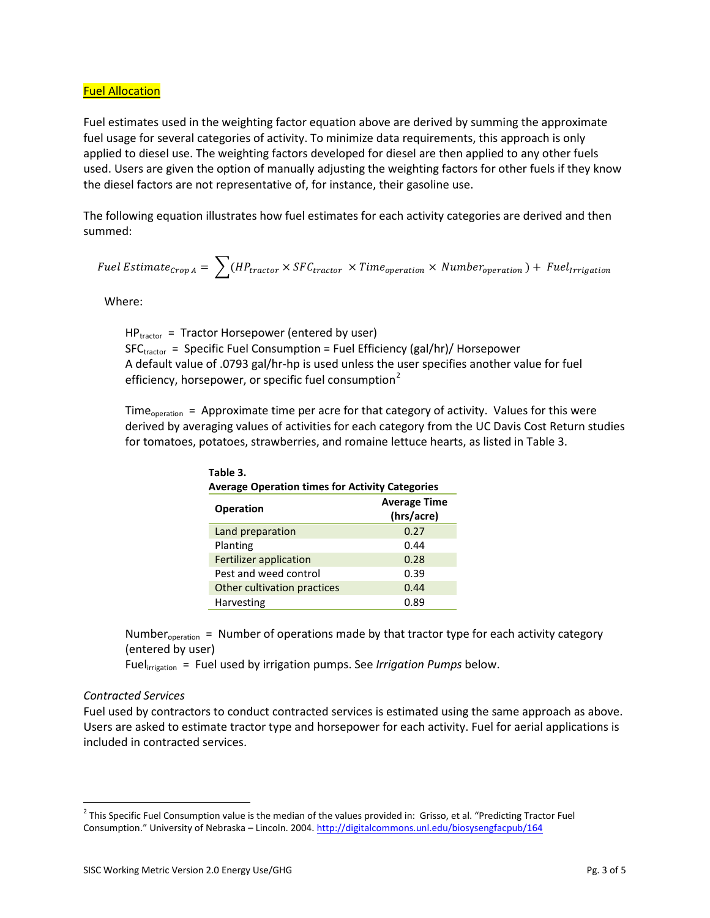## Fuel Allocation

Fuel estimates used in the weighting factor equation above are derived by summing the approximate fuel usage for several categories of activity. To minimize data requirements, this approach is only applied to diesel use. The weighting factors developed for diesel are then applied to any other fuels used. Users are given the option of manually adjusting the weighting factors for other fuels if they know the diesel factors are not representative of, for instance, their gasoline use.

The following equation illustrates how fuel estimates for each activity categories are derived and then summed:

$$Fuel\ Estimate_{Crop\ A} = \sum (HP_{tractor} \times SFC_{tractor} \times Time_{operation} \times Number_{operation}) + Fuel_{Irrigation}$$

Where:

$HP_{tractor}$ = Tractor Horsepower (entered by user)
$SFC_{tractor}$ = Specific Fuel Consumption = Fuel Efficiency (gal/hr)/ Horsepower
A default value of .0793 gal/hr-hp is used unless the user specifies another value for fuel efficiency, horsepower, or specific fuel consumption[2]

$Time_{operation}$ = Approximate time per acre for that category of activity. Values for this were derived by averaging values of activities for each category from the UC Davis Cost Return studies for tomatoes, potatoes, strawberries, and romaine lettuce hearts, as listed in Table 3.

**Table 3.**
**Average Operation times for Activity Categories**

| Operation | Average Time (hrs/acre) |
|---|---|
| Land preparation | 0.27 |
| Planting | 0.44 |
| Fertilizer application | 0.28 |
| Pest and weed control | 0.39 |
| Other cultivation practices | 0.44 |
| Harvesting | 0.89 |

$Number_{operation}$ = Number of operations made by that tractor type for each activity category (entered by user)
$Fuel_{irrigation}$ = Fuel used by irrigation pumps. See *Irrigation Pumps* below.

*Contracted Services*
Fuel used by contractors to conduct contracted services is estimated using the same approach as above. Users are asked to estimate tractor type and horsepower for each activity. Fuel for aerial applications is included in contracted services.

[2] This Specific Fuel Consumption value is the median of the values provided in: Grisso, et al. "Predicting Tractor Fuel Consumption." University of Nebraska – Lincoln. 2004. http://digitalcommons.unl.edu/biosysengfacpub/164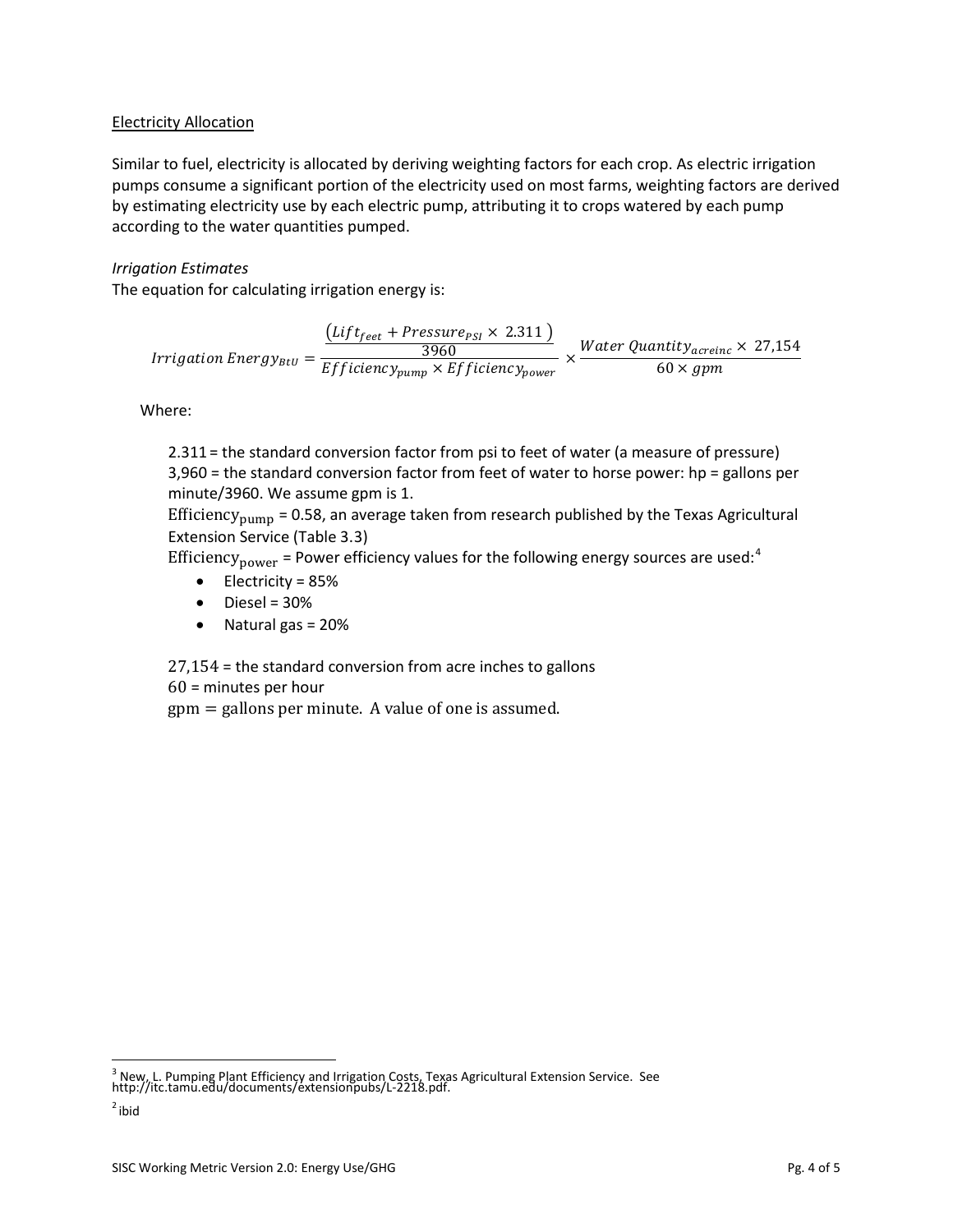## Electricity Allocation

Similar to fuel, electricity is allocated by deriving weighting factors for each crop. As electric irrigation pumps consume a significant portion of the electricity used on most farms, weighting factors are derived by estimating electricity use by each electric pump, attributing it to crops watered by each pump according to the water quantities pumped.

*Irrigation Estimates*

The equation for calculating irrigation energy is:

$$Irrigation\ Energy_{BtU} = \frac{\frac{(Lift_{feet} + Pressure_{PSI} \times\ 2.311\ )}{3960}}{Efficiency_{pump} \times Efficiency_{power}} \times \frac{Water\ Quantity_{acreinc} \times\ 27{,}154}{60 \times gpm}$$

Where:

2.311 = the standard conversion factor from psi to feet of water (a measure of pressure)
3,960 = the standard conversion factor from feet of water to horse power: hp = gallons per minute/3960. We assume gpm is 1.
$\text{Efficiency}_{\text{pump}}$ = 0.58, an average taken from research published by the Texas Agricultural Extension Service (Table 3.3)
$\text{Efficiency}_{\text{power}}$ = Power efficiency values for the following energy sources are used:[4]

- Electricity = 85%
- Diesel = 30%
- Natural gas = 20%

27,154 = the standard conversion from acre inches to gallons
60 = minutes per hour
gpm = gallons per minute. A value of one is assumed.

---

[3] New, L. Pumping Plant Efficiency and Irrigation Costs, Texas Agricultural Extension Service. See http://itc.tamu.edu/documents/extensionpubs/L-2218.pdf.

[2] ibid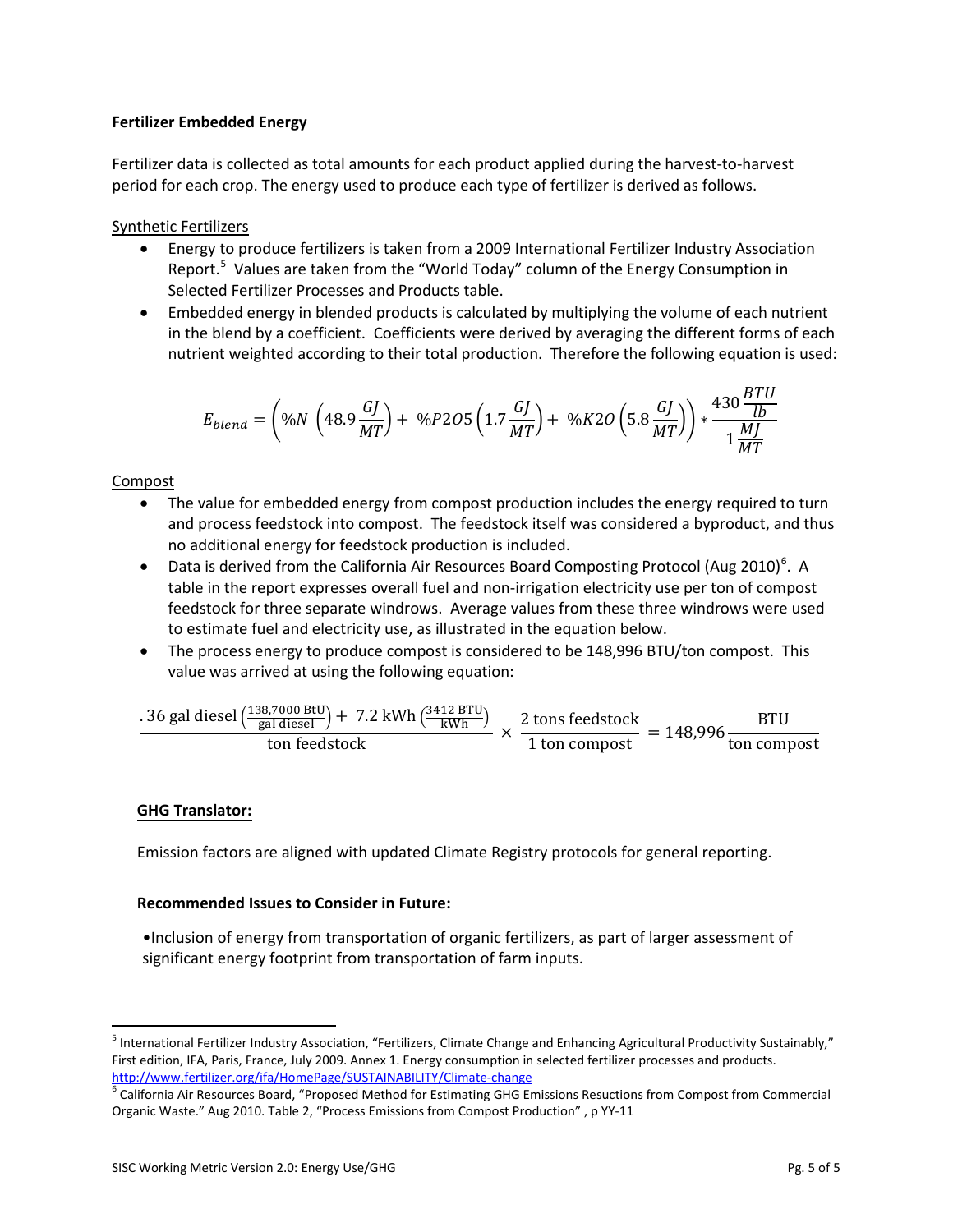**Fertilizer Embedded Energy**

Fertilizer data is collected as total amounts for each product applied during the harvest-to-harvest period for each crop. The energy used to produce each type of fertilizer is derived as follows.

Synthetic Fertilizers

- Energy to produce fertilizers is taken from a 2009 International Fertilizer Industry Association Report.[5] Values are taken from the "World Today" column of the Energy Consumption in Selected Fertilizer Processes and Products table.
- Embedded energy in blended products is calculated by multiplying the volume of each nutrient in the blend by a coefficient. Coefficients were derived by averaging the different forms of each nutrient weighted according to their total production. Therefore the following equation is used:

$$E_{blend} = \left( \%N \left( 48.9 \frac{GJ}{MT} \right) + \%P2O5 \left( 1.7 \frac{GJ}{MT} \right) + \%K2O \left( 5.8 \frac{GJ}{MT} \right) \right) * \frac{430 \frac{BTU}{lb}}{1 \frac{MJ}{MT}}$$

Compost

- The value for embedded energy from compost production includes the energy required to turn and process feedstock into compost. The feedstock itself was considered a byproduct, and thus no additional energy for feedstock production is included.
- Data is derived from the California Air Resources Board Composting Protocol (Aug 2010)[6]. A table in the report expresses overall fuel and non-irrigation electricity use per ton of compost feedstock for three separate windrows. Average values from these three windrows were used to estimate fuel and electricity use, as illustrated in the equation below.
- The process energy to produce compost is considered to be 148,996 BTU/ton compost. This value was arrived at using the following equation:

$$\frac{.36 \text{ gal diesel} \left( \frac{138{,}7000 \text{ BtU}}{\text{gal diesel}} \right) + 7.2 \text{ kWh} \left( \frac{3412 \text{ BTU}}{\text{kWh}} \right)}{\text{ton feedstock}} \times \frac{2 \text{ tons feedstock}}{1 \text{ ton compost}} = 148{,}996 \frac{\text{BTU}}{\text{ton compost}}$$

**GHG Translator:**

Emission factors are aligned with updated Climate Registry protocols for general reporting.

**Recommended Issues to Consider in Future:**

- Inclusion of energy from transportation of organic fertilizers, as part of larger assessment of significant energy footprint from transportation of farm inputs.

---

[5] International Fertilizer Industry Association, "Fertilizers, Climate Change and Enhancing Agricultural Productivity Sustainably," First edition, IFA, Paris, France, July 2009. Annex 1. Energy consumption in selected fertilizer processes and products. http://www.fertilizer.org/ifa/HomePage/SUSTAINABILITY/Climate-change

[6] California Air Resources Board, "Proposed Method for Estimating GHG Emissions Resuctions from Compost from Commercial Organic Waste." Aug 2010. Table 2, "Process Emissions from Compost Production" , p YY-11